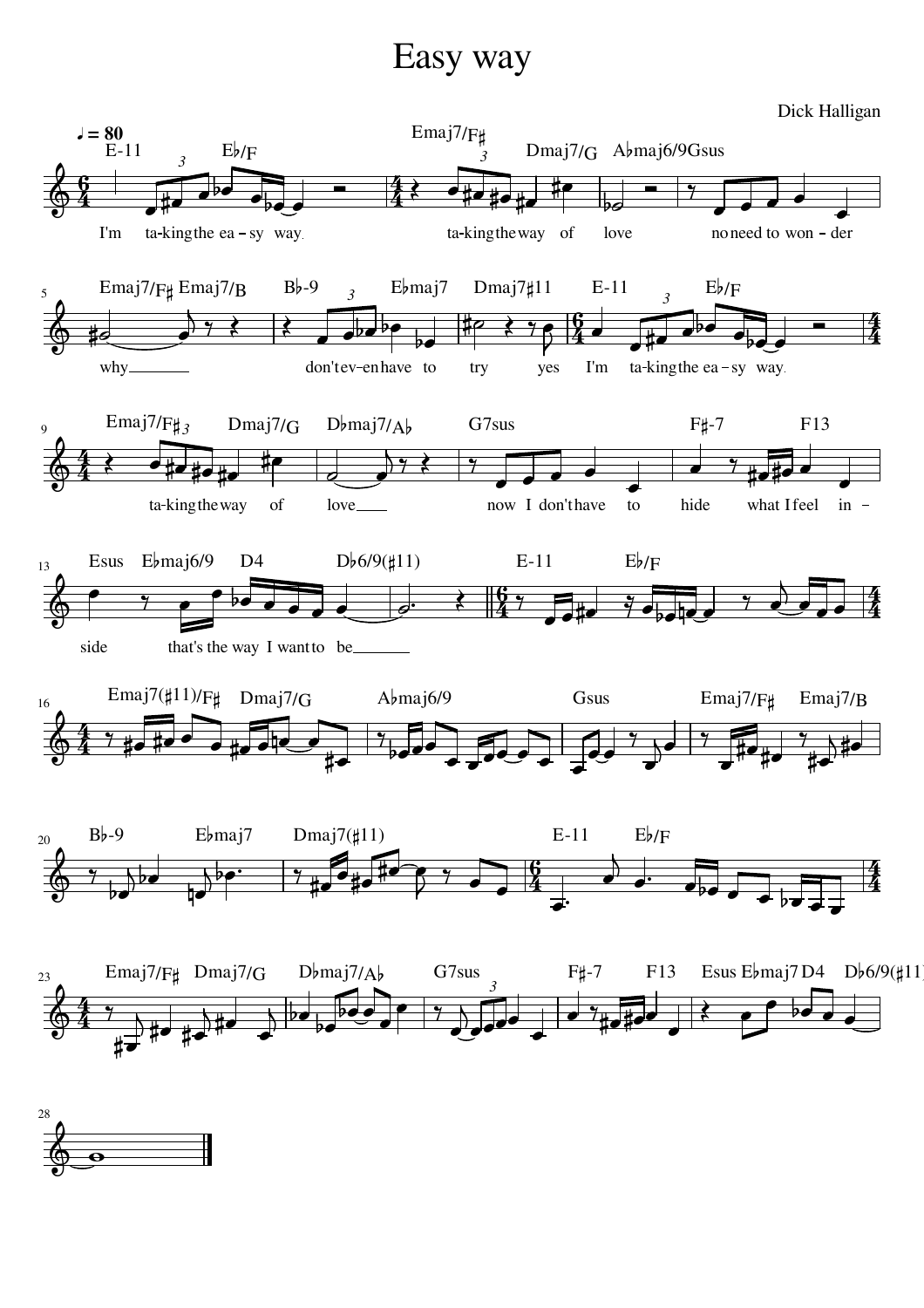# Easy way

Dick Halligan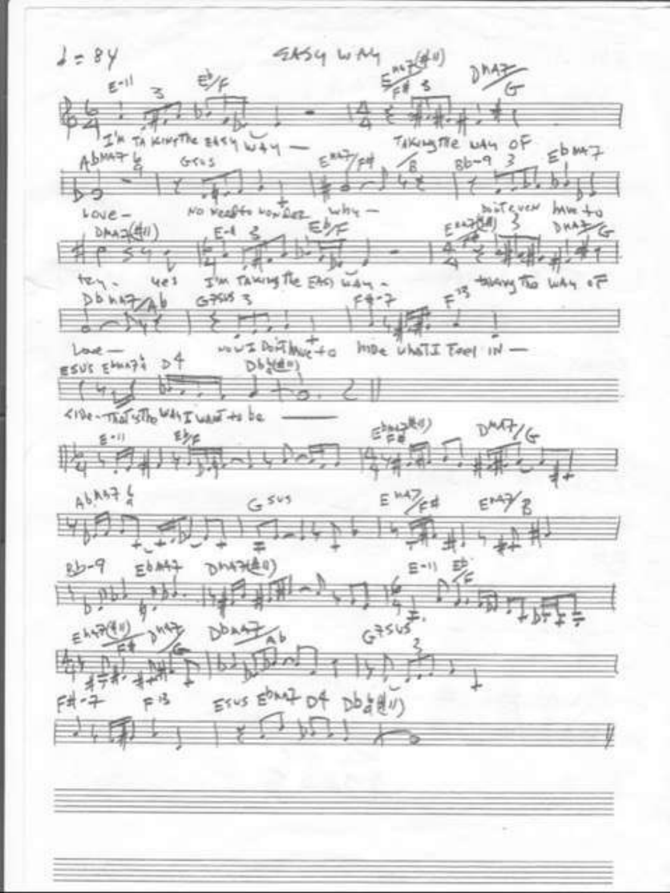# EASY WAY

♩ = 84

E-11 Eb/F Emaj7(#11)/F# Dmaj7/G
I'm taking the easy way — taking the way of

Abmaj7 6/4 Gsus Emaj7/F# /B Bb-9 Ebmaj7
love — no need to wonder why — don't even have to

Dmaj7(#11) E-11 Eb/F Emaj7(#11) Dmaj7/G
try. yes I'm taking the easy way — taking the way of

Dbmaj7/Ab G7sus F#-7 F13
love — now I don't have to hide what I feel in —

Esus Ebmaj7 D4 Db(#11)
side — That's the way I want to be ——

E-11 Eb/F Ebmaj7(#11)/F# Dmaj7/G

Abmaj7 6/4 Gsus Emaj7/F# Emaj7/B

Bb-9 Ebmaj7 Dmaj7(#11) E-11 Eb/F

Emaj7(#11)/F# Dmaj7/G Dbmaj7/Ab G7sus

F#-7 F13 Esus Ebmaj7 D4 Db(#11)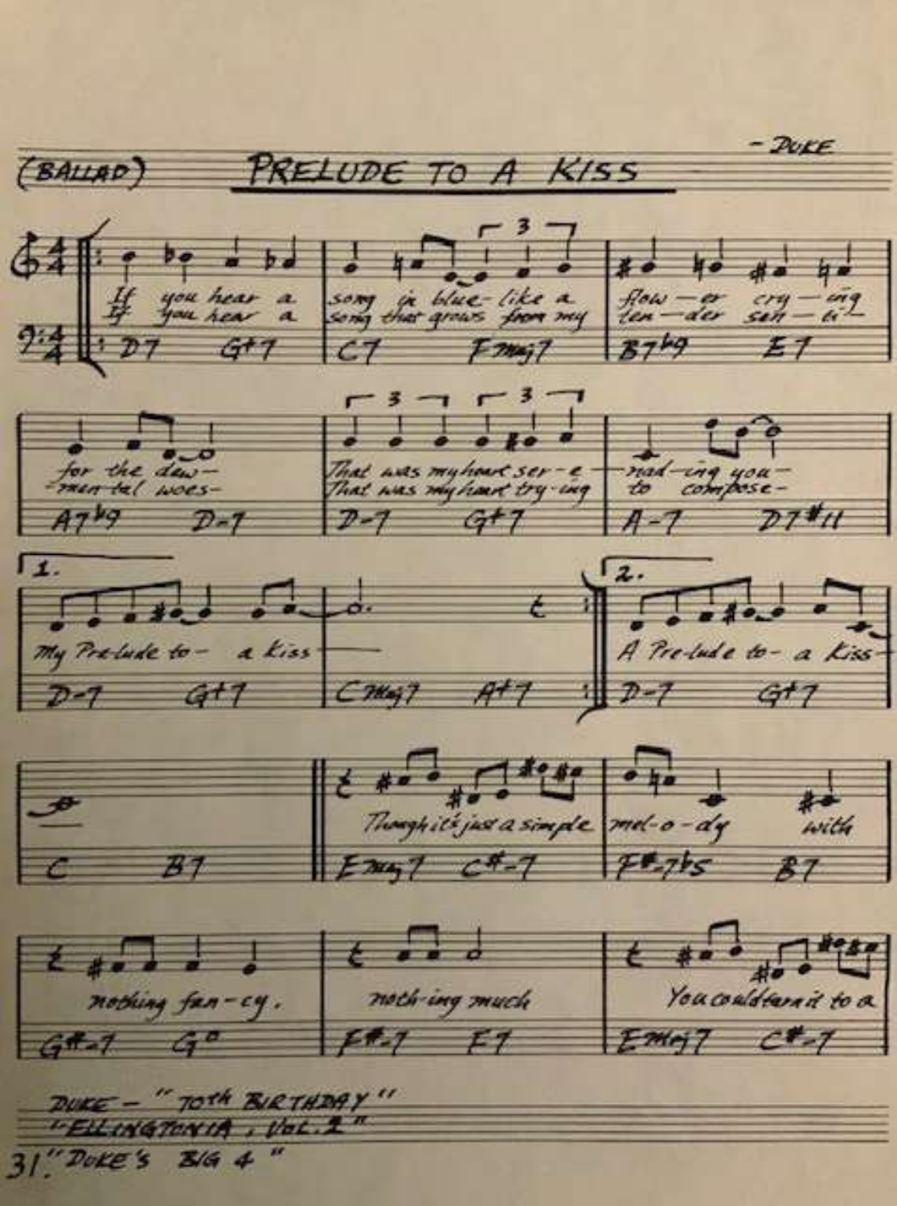(BALLAD)

# PRELUDE TO A KISS

\- DUKE

DUKE - "70th BIRTHDAY"
"ELLINGTONIA, Vol. 2"
"DUKE'S BIG 4"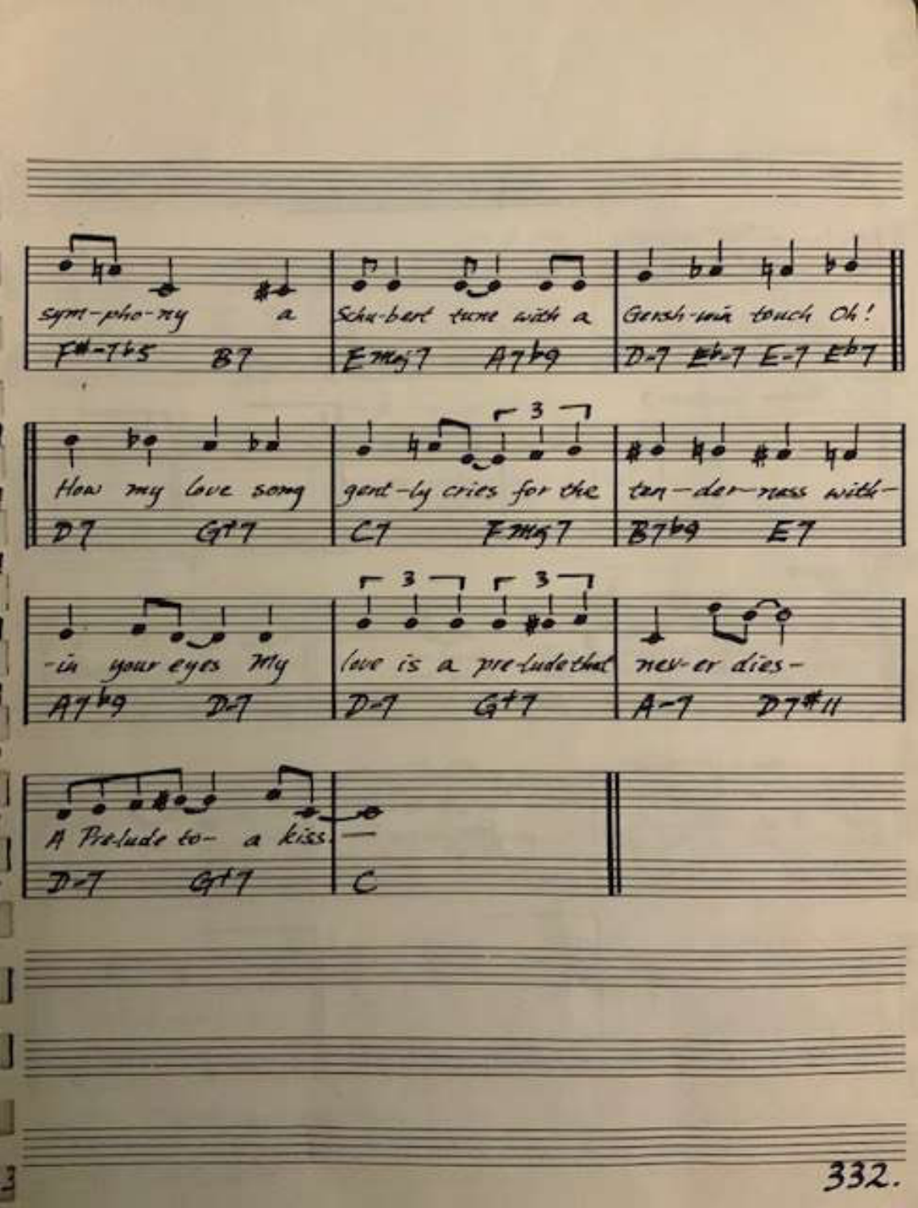| | | |
|---|---|---|
| sym-pho-ny a | Schu-bert tune with a | Gersh-win touch Oh! |
| F#-7b5 B7 | Emaj7 A7b9 | D-7 Eb-7 E-7 Eb7 |

| | | |
|---|---|---|
| How my love song | gent-ly cries for the | ten-der-ness with- |
| D7 G+7 | C7 Fmaj7 | B7b9 E7 |

| | | |
|---|---|---|
| -in your eyes My | love is a pre-lude that | nev-er dies- |
| A7b9 D-7 | D-7 G+7 | A-7 D7#11 |

| | |
|---|---|
| A Prelude to- a kiss. | — |
| D-7 G+7 | C |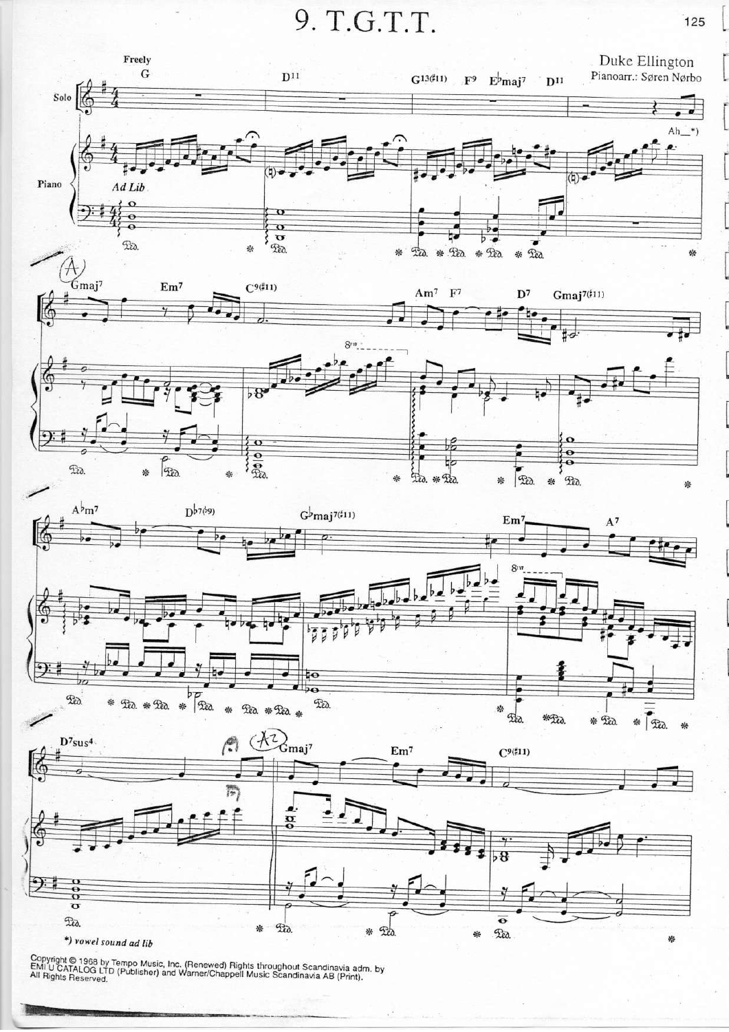# 9. T.G.T.T.

Duke Ellington

Pianoarr.: Søren Nørbo

Freely

*) vowel sound ad lib

Copyright © 1968 by Tempo Music, Inc. (Renewed) Rights throughout Scandinavia adm. by EMI U CATALOG LTD (Publisher) and Warner/Chappell Music Scandinavia AB (Print). All Rights Reserved.